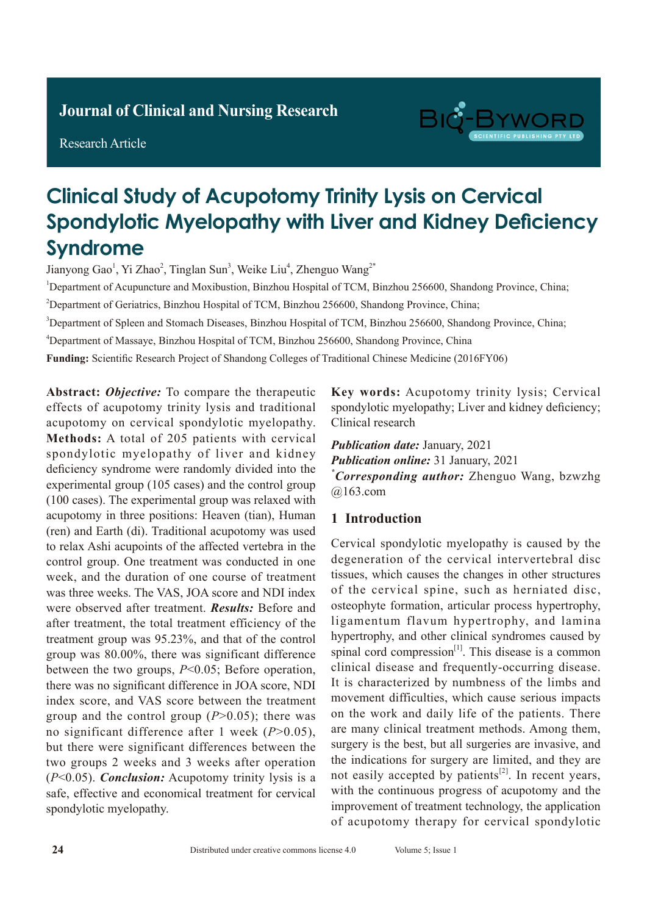Journal of Clinical and Nursing Research

Research Article

# Clinical Study of Acupotomy Trinity Lysis on Cervical Spondylotic Myelopathy with Liver and Kidney Deficiency Syndrome

Jianyong Gao[1], Yi Zhao[2], Tinglan Sun[3], Weike Liu[4], Zhenguo Wang[2*]

[1]Department of Acupuncture and Moxibustion, Binzhou Hospital of TCM, Binzhou 256600, Shandong Province, China;

[2]Department of Geriatrics, Binzhou Hospital of TCM, Binzhou 256600, Shandong Province, China;

[3]Department of Spleen and Stomach Diseases, Binzhou Hospital of TCM, Binzhou 256600, Shandong Province, China;

[4]Department of Massaye, Binzhou Hospital of TCM, Binzhou 256600, Shandong Province, China

**Funding:** Scientific Research Project of Shandong Colleges of Traditional Chinese Medicine (2016FY06)

**Abstract:** ***Objective:*** To compare the therapeutic effects of acupotomy trinity lysis and traditional acupotomy on cervical spondylotic myelopathy. **Methods:** A total of 205 patients with cervical spondylotic myelopathy of liver and kidney deficiency syndrome were randomly divided into the experimental group (105 cases) and the control group (100 cases). The experimental group was relaxed with acupotomy in three positions: Heaven (tian), Human (ren) and Earth (di). Traditional acupotomy was used to relax Ashi acupoints of the affected vertebra in the control group. One treatment was conducted in one week, and the duration of one course of treatment was three weeks. The VAS, JOA score and NDI index were observed after treatment. ***Results:*** Before and after treatment, the total treatment efficiency of the treatment group was 95.23%, and that of the control group was 80.00%, there was significant difference between the two groups, $P<0.05$; Before operation, there was no significant difference in JOA score, NDI index score, and VAS score between the treatment group and the control group ($P>0.05$); there was no significant difference after 1 week ($P>0.05$), but there were significant differences between the two groups 2 weeks and 3 weeks after operation ($P<0.05$). ***Conclusion:*** Acupotomy trinity lysis is a safe, effective and economical treatment for cervical spondylotic myelopathy.

**Key words:** Acupotomy trinity lysis; Cervical spondylotic myelopathy; Liver and kidney deficiency; Clinical research

***Publication date:*** January, 2021

***Publication online:*** 31 January, 2021

[*]***Corresponding author:*** Zhenguo Wang, bzwzhg@163.com

## 1 Introduction

Cervical spondylotic myelopathy is caused by the degeneration of the cervical intervertebral disc tissues, which causes the changes in other structures of the cervical spine, such as herniated disc, osteophyte formation, articular process hypertrophy, ligamentum flavum hypertrophy, and lamina hypertrophy, and other clinical syndromes caused by spinal cord compression[1]. This disease is a common clinical disease and frequently-occurring disease. It is characterized by numbness of the limbs and movement difficulties, which cause serious impacts on the work and daily life of the patients. There are many clinical treatment methods. Among them, surgery is the best, but all surgeries are invasive, and the indications for surgery are limited, and they are not easily accepted by patients[2]. In recent years, with the continuous progress of acupotomy and the improvement of treatment technology, the application of acupotomy therapy for cervical spondylotic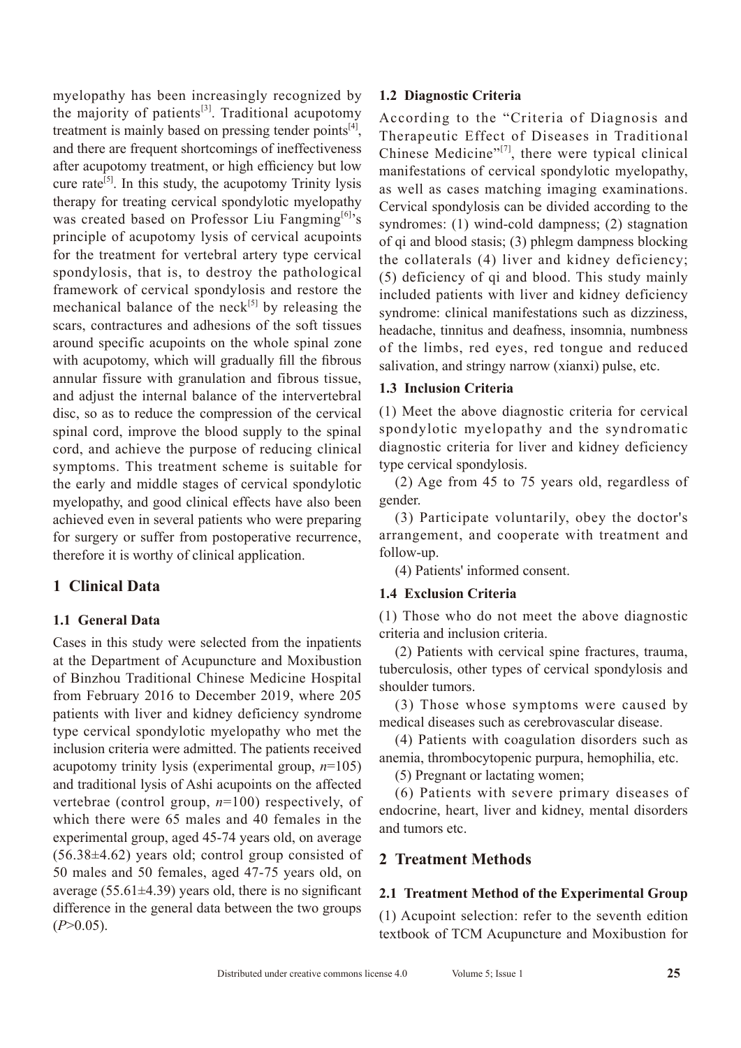myelopathy has been increasingly recognized by the majority of patients[3]. Traditional acupotomy treatment is mainly based on pressing tender points[4], and there are frequent shortcomings of ineffectiveness after acupotomy treatment, or high efficiency but low cure rate[5]. In this study, the acupotomy Trinity lysis therapy for treating cervical spondylotic myelopathy was created based on Professor Liu Fangming[6]'s principle of acupotomy lysis of cervical acupoints for the treatment for vertebral artery type cervical spondylosis, that is, to destroy the pathological framework of cervical spondylosis and restore the mechanical balance of the neck[5] by releasing the scars, contractures and adhesions of the soft tissues around specific acupoints on the whole spinal zone with acupotomy, which will gradually fill the fibrous annular fissure with granulation and fibrous tissue, and adjust the internal balance of the intervertebral disc, so as to reduce the compression of the cervical spinal cord, improve the blood supply to the spinal cord, and achieve the purpose of reducing clinical symptoms. This treatment scheme is suitable for the early and middle stages of cervical spondylotic myelopathy, and good clinical effects have also been achieved even in several patients who were preparing for surgery or suffer from postoperative recurrence, therefore it is worthy of clinical application.

## 1 Clinical Data

### 1.1 General Data

Cases in this study were selected from the inpatients at the Department of Acupuncture and Moxibustion of Binzhou Traditional Chinese Medicine Hospital from February 2016 to December 2019, where 205 patients with liver and kidney deficiency syndrome type cervical spondylotic myelopathy who met the inclusion criteria were admitted. The patients received acupotomy trinity lysis (experimental group, $n$=105) and traditional lysis of Ashi acupoints on the affected vertebrae (control group, $n$=100) respectively, of which there were 65 males and 40 females in the experimental group, aged 45-74 years old, on average (56.38±4.62) years old; control group consisted of 50 males and 50 females, aged 47-75 years old, on average (55.61±4.39) years old, there is no significant difference in the general data between the two groups ($P$>0.05).

### 1.2 Diagnostic Criteria

According to the "Criteria of Diagnosis and Therapeutic Effect of Diseases in Traditional Chinese Medicine"[7], there were typical clinical manifestations of cervical spondylotic myelopathy, as well as cases matching imaging examinations. Cervical spondylosis can be divided according to the syndromes: (1) wind-cold dampness; (2) stagnation of qi and blood stasis; (3) phlegm dampness blocking the collaterals (4) liver and kidney deficiency; (5) deficiency of qi and blood. This study mainly included patients with liver and kidney deficiency syndrome: clinical manifestations such as dizziness, headache, tinnitus and deafness, insomnia, numbness of the limbs, red eyes, red tongue and reduced salivation, and stringy narrow (xianxi) pulse, etc.

### 1.3 Inclusion Criteria

(1) Meet the above diagnostic criteria for cervical spondylotic myelopathy and the syndromatic diagnostic criteria for liver and kidney deficiency type cervical spondylosis.

(2) Age from 45 to 75 years old, regardless of gender.

(3) Participate voluntarily, obey the doctor's arrangement, and cooperate with treatment and follow-up.

(4) Patients' informed consent.

### 1.4 Exclusion Criteria

(1) Those who do not meet the above diagnostic criteria and inclusion criteria.

(2) Patients with cervical spine fractures, trauma, tuberculosis, other types of cervical spondylosis and shoulder tumors.

(3) Those whose symptoms were caused by medical diseases such as cerebrovascular disease.

(4) Patients with coagulation disorders such as anemia, thrombocytopenic purpura, hemophilia, etc.

(5) Pregnant or lactating women;

(6) Patients with severe primary diseases of endocrine, heart, liver and kidney, mental disorders and tumors etc.

## 2 Treatment Methods

### 2.1 Treatment Method of the Experimental Group

(1) Acupoint selection: refer to the seventh edition textbook of TCM Acupuncture and Moxibustion for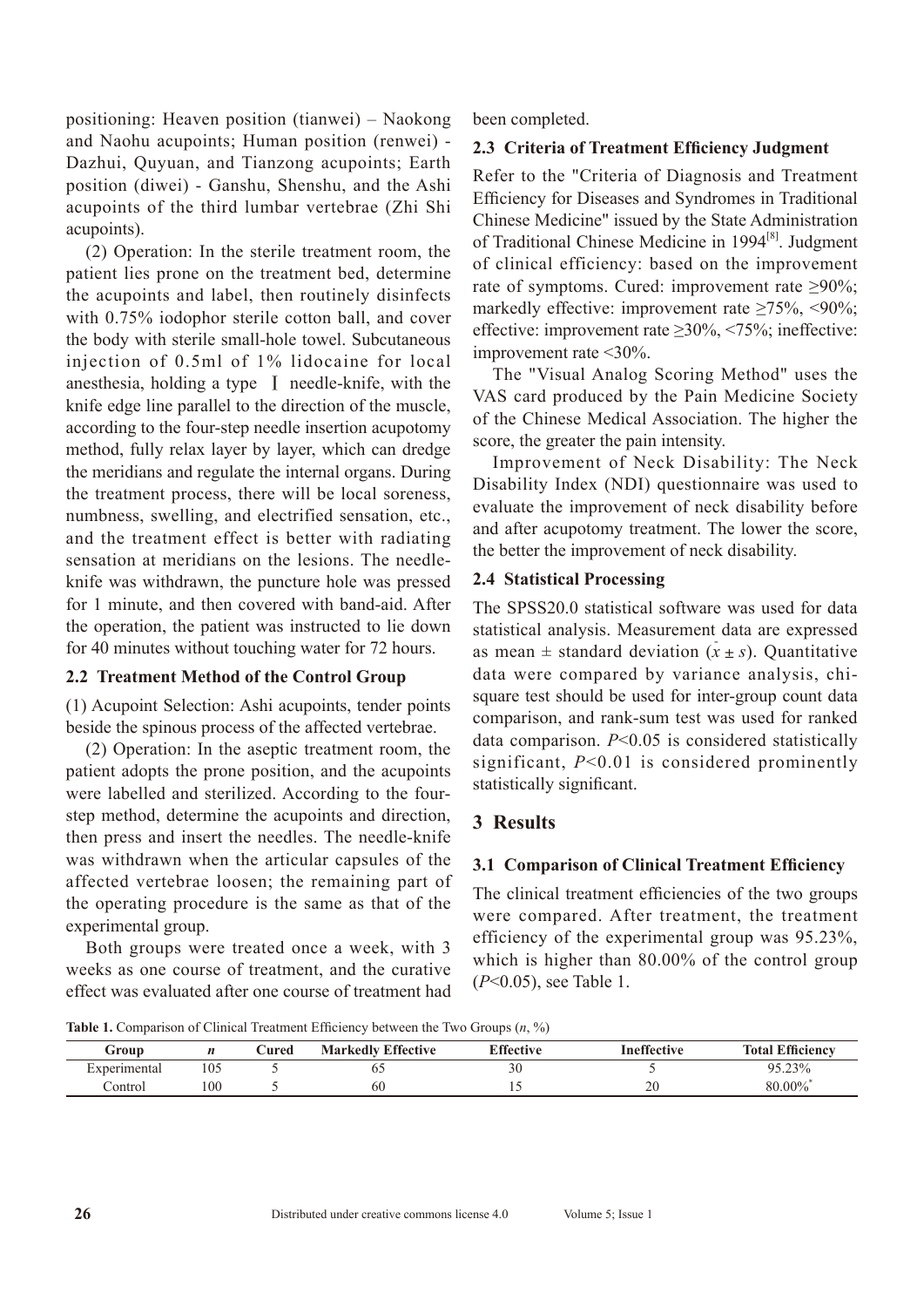positioning: Heaven position (tianwei) – Naokong and Naohu acupoints; Human position (renwei) - Dazhui, Quyuan, and Tianzong acupoints; Earth position (diwei) - Ganshu, Shenshu, and the Ashi acupoints of the third lumbar vertebrae (Zhi Shi acupoints).

(2) Operation: In the sterile treatment room, the patient lies prone on the treatment bed, determine the acupoints and label, then routinely disinfects with 0.75% iodophor sterile cotton ball, and cover the body with sterile small-hole towel. Subcutaneous injection of 0.5ml of 1% lidocaine for local anesthesia, holding a type Ⅰ needle-knife, with the knife edge line parallel to the direction of the muscle, according to the four-step needle insertion acupotomy method, fully relax layer by layer, which can dredge the meridians and regulate the internal organs. During the treatment process, there will be local soreness, numbness, swelling, and electrified sensation, etc., and the treatment effect is better with radiating sensation at meridians on the lesions. The needle-knife was withdrawn, the puncture hole was pressed for 1 minute, and then covered with band-aid. After the operation, the patient was instructed to lie down for 40 minutes without touching water for 72 hours.

### 2.2 Treatment Method of the Control Group

(1) Acupoint Selection: Ashi acupoints, tender points beside the spinous process of the affected vertebrae.

(2) Operation: In the aseptic treatment room, the patient adopts the prone position, and the acupoints were labelled and sterilized. According to the four-step method, determine the acupoints and direction, then press and insert the needles. The needle-knife was withdrawn when the articular capsules of the affected vertebrae loosen; the remaining part of the operating procedure is the same as that of the experimental group.

Both groups were treated once a week, with 3 weeks as one course of treatment, and the curative effect was evaluated after one course of treatment had been completed.

### 2.3 Criteria of Treatment Efficiency Judgment

Refer to the "Criteria of Diagnosis and Treatment Efficiency for Diseases and Syndromes in Traditional Chinese Medicine" issued by the State Administration of Traditional Chinese Medicine in 1994[8]. Judgment of clinical efficiency: based on the improvement rate of symptoms. Cured: improvement rate ≥90%; markedly effective: improvement rate ≥75%, <90%; effective: improvement rate ≥30%, <75%; ineffective: improvement rate <30%.

The "Visual Analog Scoring Method" uses the VAS card produced by the Pain Medicine Society of the Chinese Medical Association. The higher the score, the greater the pain intensity.

Improvement of Neck Disability: The Neck Disability Index (NDI) questionnaire was used to evaluate the improvement of neck disability before and after acupotomy treatment. The lower the score, the better the improvement of neck disability.

### 2.4 Statistical Processing

The SPSS20.0 statistical software was used for data statistical analysis. Measurement data are expressed as mean ± standard deviation ($\bar{x} \pm s$). Quantitative data were compared by variance analysis, chi-square test should be used for inter-group count data comparison, and rank-sum test was used for ranked data comparison. $P<0.05$ is considered statistically significant, $P<0.01$ is considered prominently statistically significant.

## 3 Results

### 3.1 Comparison of Clinical Treatment Efficiency

The clinical treatment efficiencies of the two groups were compared. After treatment, the treatment efficiency of the experimental group was 95.23%, which is higher than 80.00% of the control group ($P<0.05$), see Table 1.

**Table 1.** Comparison of Clinical Treatment Efficiency between the Two Groups (*n*, %)

| Group | *n* | Cured | Markedly Effective | Effective | Ineffective | Total Efficiency |
|---|---|---|---|---|---|---|
| Experimental | 105 | 5 | 65 | 30 | 5 | 95.23% |
| Control | 100 | 5 | 60 | 15 | 20 | 80.00%* |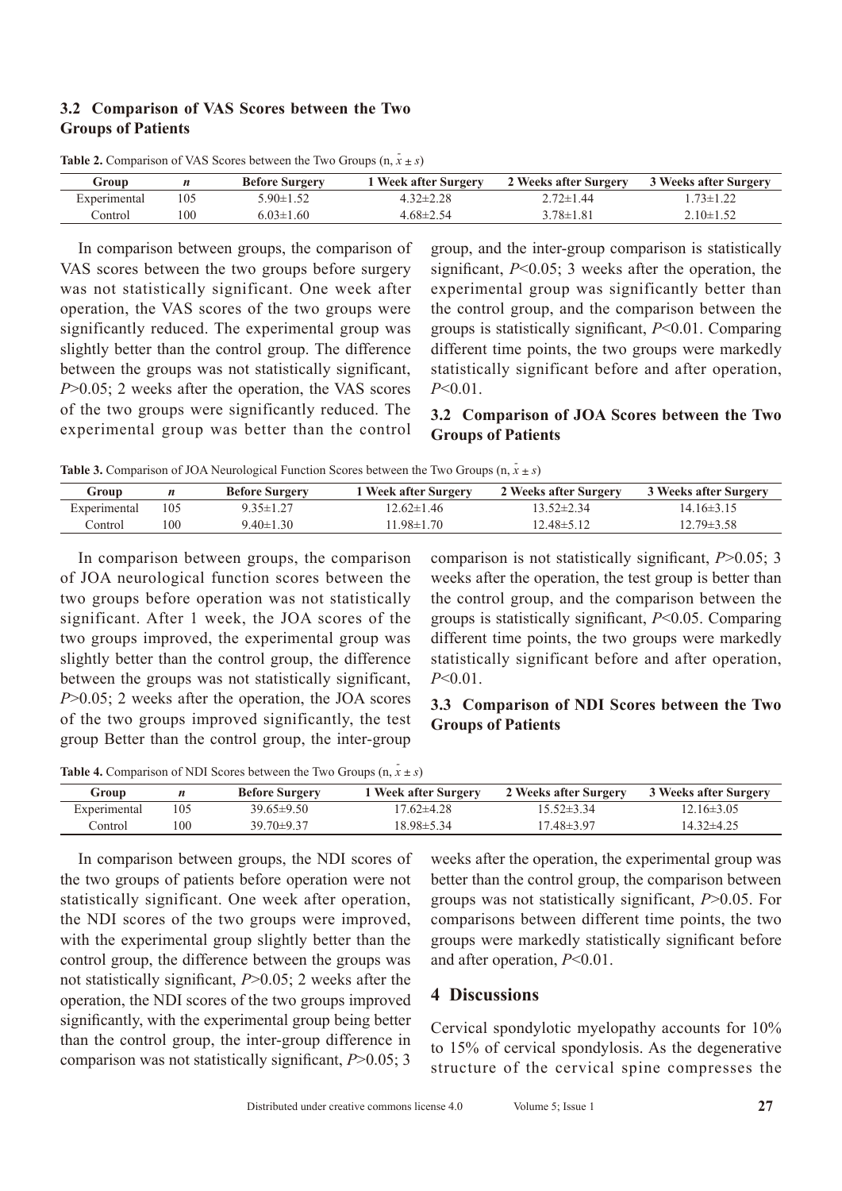### 3.2 Comparison of VAS Scores between the Two Groups of Patients

**Table 2.** Comparison of VAS Scores between the Two Groups (n, $\bar{x} \pm s$)

| Group | *n* | Before Surgery | 1 Week after Surgery | 2 Weeks after Surgery | 3 Weeks after Surgery |
|---|---|---|---|---|---|
| Experimental | 105 | 5.90±1.52 | 4.32±2.28 | 2.72±1.44 | 1.73±1.22 |
| Control | 100 | 6.03±1.60 | 4.68±2.54 | 3.78±1.81 | 2.10±1.52 |

In comparison between groups, the comparison of VAS scores between the two groups before surgery was not statistically significant. One week after operation, the VAS scores of the two groups were significantly reduced. The experimental group was slightly better than the control group. The difference between the groups was not statistically significant, $P>0.05$; 2 weeks after the operation, the VAS scores of the two groups were significantly reduced. The experimental group was better than the control group, and the inter-group comparison is statistically significant, $P<0.05$; 3 weeks after the operation, the experimental group was significantly better than the control group, and the comparison between the groups is statistically significant, $P<0.01$. Comparing different time points, the two groups were markedly statistically significant before and after operation, $P<0.01$.

### 3.2 Comparison of JOA Scores between the Two Groups of Patients

**Table 3.** Comparison of JOA Neurological Function Scores between the Two Groups (n, $\bar{x} \pm s$)

| Group | *n* | Before Surgery | 1 Week after Surgery | 2 Weeks after Surgery | 3 Weeks after Surgery |
|---|---|---|---|---|---|
| Experimental | 105 | 9.35±1.27 | 12.62±1.46 | 13.52±2.34 | 14.16±3.15 |
| Control | 100 | 9.40±1.30 | 11.98±1.70 | 12.48±5.12 | 12.79±3.58 |

In comparison between groups, the comparison of JOA neurological function scores between the two groups before operation was not statistically significant. After 1 week, the JOA scores of the two groups improved, the experimental group was slightly better than the control group, the difference between the groups was not statistically significant, $P>0.05$; 2 weeks after the operation, the JOA scores of the two groups improved significantly, the test group Better than the control group, the inter-group comparison is not statistically significant, $P>0.05$; 3 weeks after the operation, the test group is better than the control group, and the comparison between the groups is statistically significant, $P<0.05$. Comparing different time points, the two groups were markedly statistically significant before and after operation, $P<0.01$.

### 3.3 Comparison of NDI Scores between the Two Groups of Patients

**Table 4.** Comparison of NDI Scores between the Two Groups (n, $\bar{x} \pm s$)

| Group | *n* | Before Surgery | 1 Week after Surgery | 2 Weeks after Surgery | 3 Weeks after Surgery |
|---|---|---|---|---|---|
| Experimental | 105 | 39.65±9.50 | 17.62±4.28 | 15.52±3.34 | 12.16±3.05 |
| Control | 100 | 39.70±9.37 | 18.98±5.34 | 17.48±3.97 | 14.32±4.25 |

In comparison between groups, the NDI scores of the two groups of patients before operation were not statistically significant. One week after operation, the NDI scores of the two groups were improved, with the experimental group slightly better than the control group, the difference between the groups was not statistically significant, $P>0.05$; 2 weeks after the operation, the NDI scores of the two groups improved significantly, with the experimental group being better than the control group, the inter-group difference in comparison was not statistically significant, $P>0.05$; 3 weeks after the operation, the experimental group was better than the control group, the comparison between groups was not statistically significant, $P>0.05$. For comparisons between different time points, the two groups were markedly statistically significant before and after operation, $P<0.01$.

## 4 Discussions

Cervical spondylotic myelopathy accounts for 10% to 15% of cervical spondylosis. As the degenerative structure of the cervical spine compresses the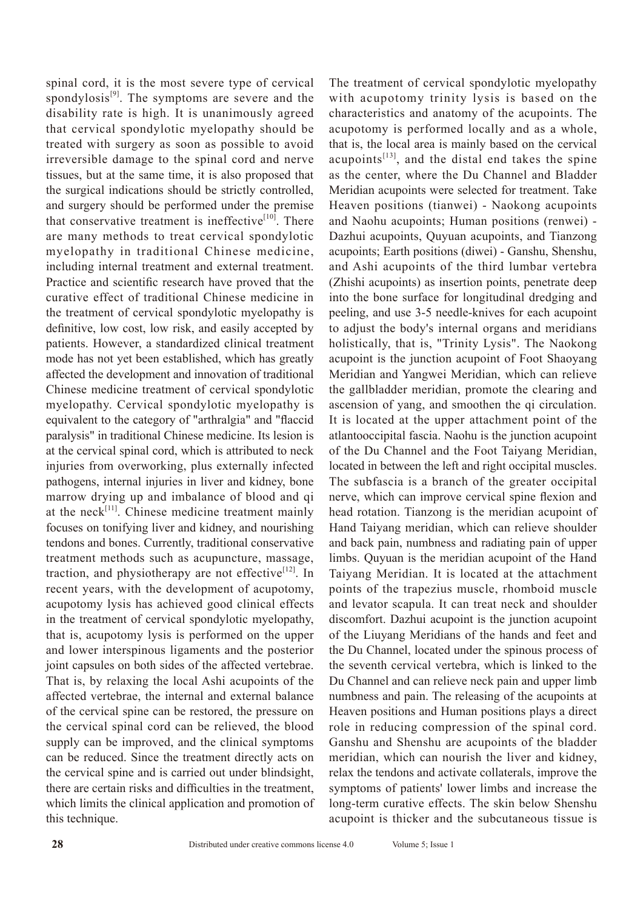spinal cord, it is the most severe type of cervical spondylosis[9]. The symptoms are severe and the disability rate is high. It is unanimously agreed that cervical spondylotic myelopathy should be treated with surgery as soon as possible to avoid irreversible damage to the spinal cord and nerve tissues, but at the same time, it is also proposed that the surgical indications should be strictly controlled, and surgery should be performed under the premise that conservative treatment is ineffective[10]. There are many methods to treat cervical spondylotic myelopathy in traditional Chinese medicine, including internal treatment and external treatment. Practice and scientific research have proved that the curative effect of traditional Chinese medicine in the treatment of cervical spondylotic myelopathy is definitive, low cost, low risk, and easily accepted by patients. However, a standardized clinical treatment mode has not yet been established, which has greatly affected the development and innovation of traditional Chinese medicine treatment of cervical spondylotic myelopathy. Cervical spondylotic myelopathy is equivalent to the category of "arthralgia" and "flaccid paralysis" in traditional Chinese medicine. Its lesion is at the cervical spinal cord, which is attributed to neck injuries from overworking, plus externally infected pathogens, internal injuries in liver and kidney, bone marrow drying up and imbalance of blood and qi at the neck[11]. Chinese medicine treatment mainly focuses on tonifying liver and kidney, and nourishing tendons and bones. Currently, traditional conservative treatment methods such as acupuncture, massage, traction, and physiotherapy are not effective[12]. In recent years, with the development of acupotomy, acupotomy lysis has achieved good clinical effects in the treatment of cervical spondylotic myelopathy, that is, acupotomy lysis is performed on the upper and lower interspinous ligaments and the posterior joint capsules on both sides of the affected vertebrae. That is, by relaxing the local Ashi acupoints of the affected vertebrae, the internal and external balance of the cervical spine can be restored, the pressure on the cervical spinal cord can be relieved, the blood supply can be improved, and the clinical symptoms can be reduced. Since the treatment directly acts on the cervical spine and is carried out under blindsight, there are certain risks and difficulties in the treatment, which limits the clinical application and promotion of this technique.

The treatment of cervical spondylotic myelopathy with acupotomy trinity lysis is based on the characteristics and anatomy of the acupoints. The acupotomy is performed locally and as a whole, that is, the local area is mainly based on the cervical acupoints[13], and the distal end takes the spine as the center, where the Du Channel and Bladder Meridian acupoints were selected for treatment. Take Heaven positions (tianwei) - Naokong acupoints and Naohu acupoints; Human positions (renwei) - Dazhui acupoints, Quyuan acupoints, and Tianzong acupoints; Earth positions (diwei) - Ganshu, Shenshu, and Ashi acupoints of the third lumbar vertebra (Zhishi acupoints) as insertion points, penetrate deep into the bone surface for longitudinal dredging and peeling, and use 3-5 needle-knives for each acupoint to adjust the body's internal organs and meridians holistically, that is, "Trinity Lysis". The Naokong acupoint is the junction acupoint of Foot Shaoyang Meridian and Yangwei Meridian, which can relieve the gallbladder meridian, promote the clearing and ascension of yang, and smoothen the qi circulation. It is located at the upper attachment point of the atlantooccipital fascia. Naohu is the junction acupoint of the Du Channel and the Foot Taiyang Meridian, located in between the left and right occipital muscles. The subfascia is a branch of the greater occipital nerve, which can improve cervical spine flexion and head rotation. Tianzong is the meridian acupoint of Hand Taiyang meridian, which can relieve shoulder and back pain, numbness and radiating pain of upper limbs. Quyuan is the meridian acupoint of the Hand Taiyang Meridian. It is located at the attachment points of the trapezius muscle, rhomboid muscle and levator scapula. It can treat neck and shoulder discomfort. Dazhui acupoint is the junction acupoint of the Liuyang Meridians of the hands and feet and the Du Channel, located under the spinous process of the seventh cervical vertebra, which is linked to the Du Channel and can relieve neck pain and upper limb numbness and pain. The releasing of the acupoints at Heaven positions and Human positions plays a direct role in reducing compression of the spinal cord. Ganshu and Shenshu are acupoints of the bladder meridian, which can nourish the liver and kidney, relax the tendons and activate collaterals, improve the symptoms of patients' lower limbs and increase the long-term curative effects. The skin below Shenshu acupoint is thicker and the subcutaneous tissue is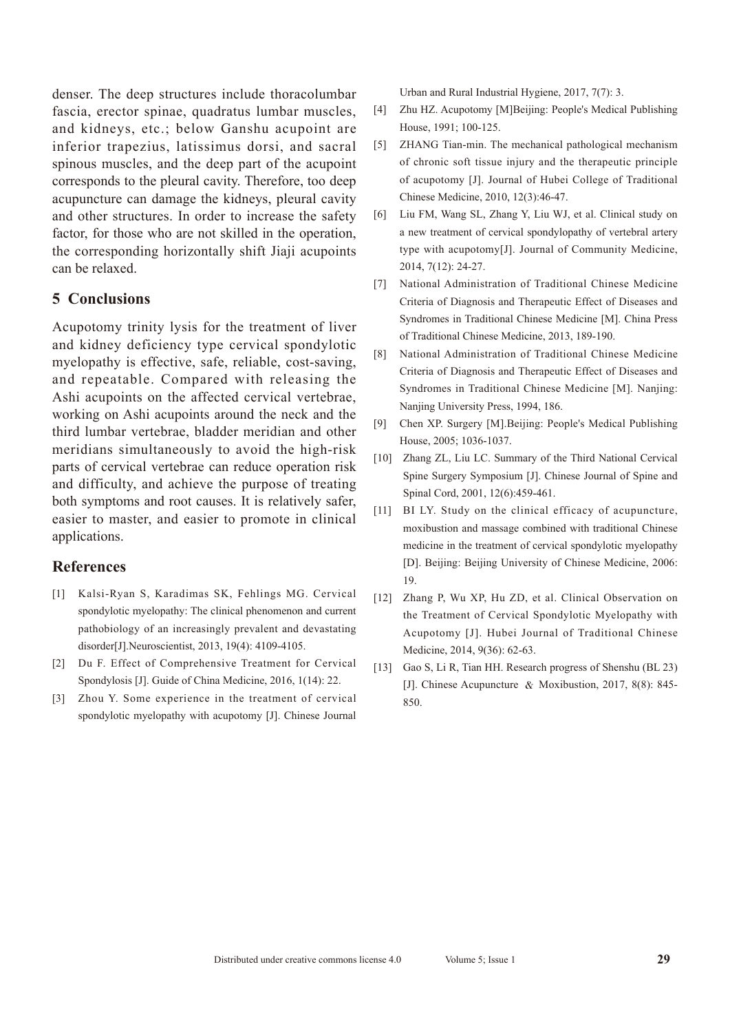denser. The deep structures include thoracolumbar fascia, erector spinae, quadratus lumbar muscles, and kidneys, etc.; below Ganshu acupoint are inferior trapezius, latissimus dorsi, and sacral spinous muscles, and the deep part of the acupoint corresponds to the pleural cavity. Therefore, too deep acupuncture can damage the kidneys, pleural cavity and other structures. In order to increase the safety factor, for those who are not skilled in the operation, the corresponding horizontally shift Jiaji acupoints can be relaxed.

## 5 Conclusions

Acupotomy trinity lysis for the treatment of liver and kidney deficiency type cervical spondylotic myelopathy is effective, safe, reliable, cost-saving, and repeatable. Compared with releasing the Ashi acupoints on the affected cervical vertebrae, working on Ashi acupoints around the neck and the third lumbar vertebrae, bladder meridian and other meridians simultaneously to avoid the high-risk parts of cervical vertebrae can reduce operation risk and difficulty, and achieve the purpose of treating both symptoms and root causes. It is relatively safer, easier to master, and easier to promote in clinical applications.

## References

[1] Kalsi-Ryan S, Karadimas SK, Fehlings MG. Cervical spondylotic myelopathy: The clinical phenomenon and current pathobiology of an increasingly prevalent and devastating disorder[J].Neuroscientist, 2013, 19(4): 4109-4105.

[2] Du F. Effect of Comprehensive Treatment for Cervical Spondylosis [J]. Guide of China Medicine, 2016, 1(14): 22.

[3] Zhou Y. Some experience in the treatment of cervical spondylotic myelopathy with acupotomy [J]. Chinese Journal Urban and Rural Industrial Hygiene, 2017, 7(7): 3.

[4] Zhu HZ. Acupotomy [M]Beijing: People's Medical Publishing House, 1991; 100-125.

[5] ZHANG Tian-min. The mechanical pathological mechanism of chronic soft tissue injury and the therapeutic principle of acupotomy [J]. Journal of Hubei College of Traditional Chinese Medicine, 2010, 12(3):46-47.

[6] Liu FM, Wang SL, Zhang Y, Liu WJ, et al. Clinical study on a new treatment of cervical spondylopathy of vertebral artery type with acupotomy[J]. Journal of Community Medicine, 2014, 7(12): 24-27.

[7] National Administration of Traditional Chinese Medicine Criteria of Diagnosis and Therapeutic Effect of Diseases and Syndromes in Traditional Chinese Medicine [M]. China Press of Traditional Chinese Medicine, 2013, 189-190.

[8] National Administration of Traditional Chinese Medicine Criteria of Diagnosis and Therapeutic Effect of Diseases and Syndromes in Traditional Chinese Medicine [M]. Nanjing: Nanjing University Press, 1994, 186.

[9] Chen XP. Surgery [M].Beijing: People's Medical Publishing House, 2005; 1036-1037.

[10] Zhang ZL, Liu LC. Summary of the Third National Cervical Spine Surgery Symposium [J]. Chinese Journal of Spine and Spinal Cord, 2001, 12(6):459-461.

[11] BI LY. Study on the clinical efficacy of acupuncture, moxibustion and massage combined with traditional Chinese medicine in the treatment of cervical spondylotic myelopathy [D]. Beijing: Beijing University of Chinese Medicine, 2006: 19.

[12] Zhang P, Wu XP, Hu ZD, et al. Clinical Observation on the Treatment of Cervical Spondylotic Myelopathy with Acupotomy [J]. Hubei Journal of Traditional Chinese Medicine, 2014, 9(36): 62-63.

[13] Gao S, Li R, Tian HH. Research progress of Shenshu (BL 23) [J]. Chinese Acupuncture & Moxibustion, 2017, 8(8): 845-850.